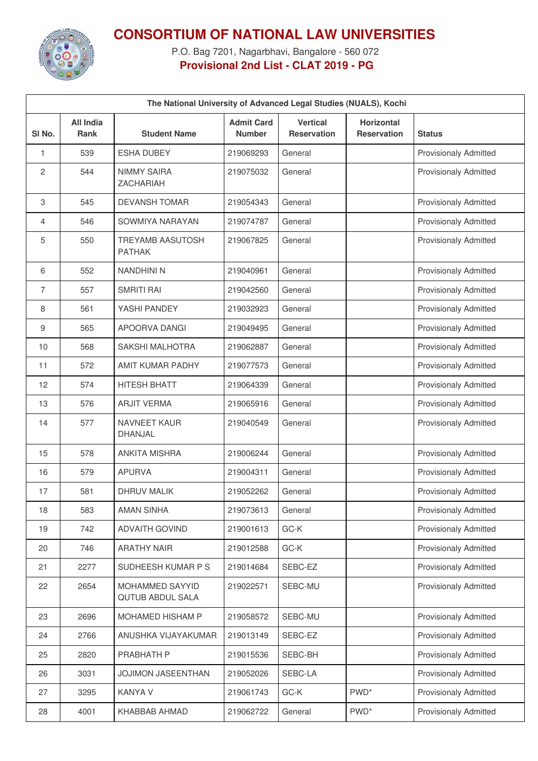# CONSORTIUM OF NATIONAL LAW UNIVERSITIES

P.O. Bag 7201, Nagarbhavi, Bangalore - 560 072

**Provisional 2nd List - CLAT 2019 - PG**

| The National University of Advanced Legal Studies (NUALS), Kochi | | | | | | |
|---|---|---|---|---|---|---|
| **Sl No.** | **All India Rank** | **Student Name** | **Admit Card Number** | **Vertical Reservation** | **Horizontal Reservation** | **Status** |
| 1 | 539 | ESHA DUBEY | 219069293 | General | | Provisionaly Admitted |
| 2 | 544 | NIMMY SAIRA ZACHARIAH | 219075032 | General | | Provisionaly Admitted |
| 3 | 545 | DEVANSH TOMAR | 219054343 | General | | Provisionaly Admitted |
| 4 | 546 | SOWMIYA NARAYAN | 219074787 | General | | Provisionaly Admitted |
| 5 | 550 | TREYAMB AASUTOSH PATHAK | 219067825 | General | | Provisionaly Admitted |
| 6 | 552 | NANDHINI N | 219040961 | General | | Provisionaly Admitted |
| 7 | 557 | SMRITI RAI | 219042560 | General | | Provisionaly Admitted |
| 8 | 561 | YASHI PANDEY | 219032923 | General | | Provisionaly Admitted |
| 9 | 565 | APOORVA DANGI | 219049495 | General | | Provisionaly Admitted |
| 10 | 568 | SAKSHI MALHOTRA | 219062887 | General | | Provisionaly Admitted |
| 11 | 572 | AMIT KUMAR PADHY | 219077573 | General | | Provisionaly Admitted |
| 12 | 574 | HITESH BHATT | 219064339 | General | | Provisionaly Admitted |
| 13 | 576 | ARJIT VERMA | 219065916 | General | | Provisionaly Admitted |
| 14 | 577 | NAVNEET KAUR DHANJAL | 219040549 | General | | Provisionaly Admitted |
| 15 | 578 | ANKITA MISHRA | 219006244 | General | | Provisionaly Admitted |
| 16 | 579 | APURVA | 219004311 | General | | Provisionaly Admitted |
| 17 | 581 | DHRUV MALIK | 219052262 | General | | Provisionaly Admitted |
| 18 | 583 | AMAN SINHA | 219073613 | General | | Provisionaly Admitted |
| 19 | 742 | ADVAITH GOVIND | 219001613 | GC-K | | Provisionaly Admitted |
| 20 | 746 | ARATHY NAIR | 219012588 | GC-K | | Provisionaly Admitted |
| 21 | 2277 | SUDHEESH KUMAR P S | 219014684 | SEBC-EZ | | Provisionaly Admitted |
| 22 | 2654 | MOHAMMED SAYYID QUTUB ABDUL SALA | 219022571 | SEBC-MU | | Provisionaly Admitted |
| 23 | 2696 | MOHAMED HISHAM P | 219058572 | SEBC-MU | | Provisionaly Admitted |
| 24 | 2766 | ANUSHKA VIJAYAKUMAR | 219013149 | SEBC-EZ | | Provisionaly Admitted |
| 25 | 2820 | PRABHATH P | 219015536 | SEBC-BH | | Provisionaly Admitted |
| 26 | 3031 | JOJIMON JASEENTHAN | 219052026 | SEBC-LA | | Provisionaly Admitted |
| 27 | 3295 | KANYA V | 219061743 | GC-K | PWD* | Provisionaly Admitted |
| 28 | 4001 | KHABBAB AHMAD | 219062722 | General | PWD* | Provisionaly Admitted |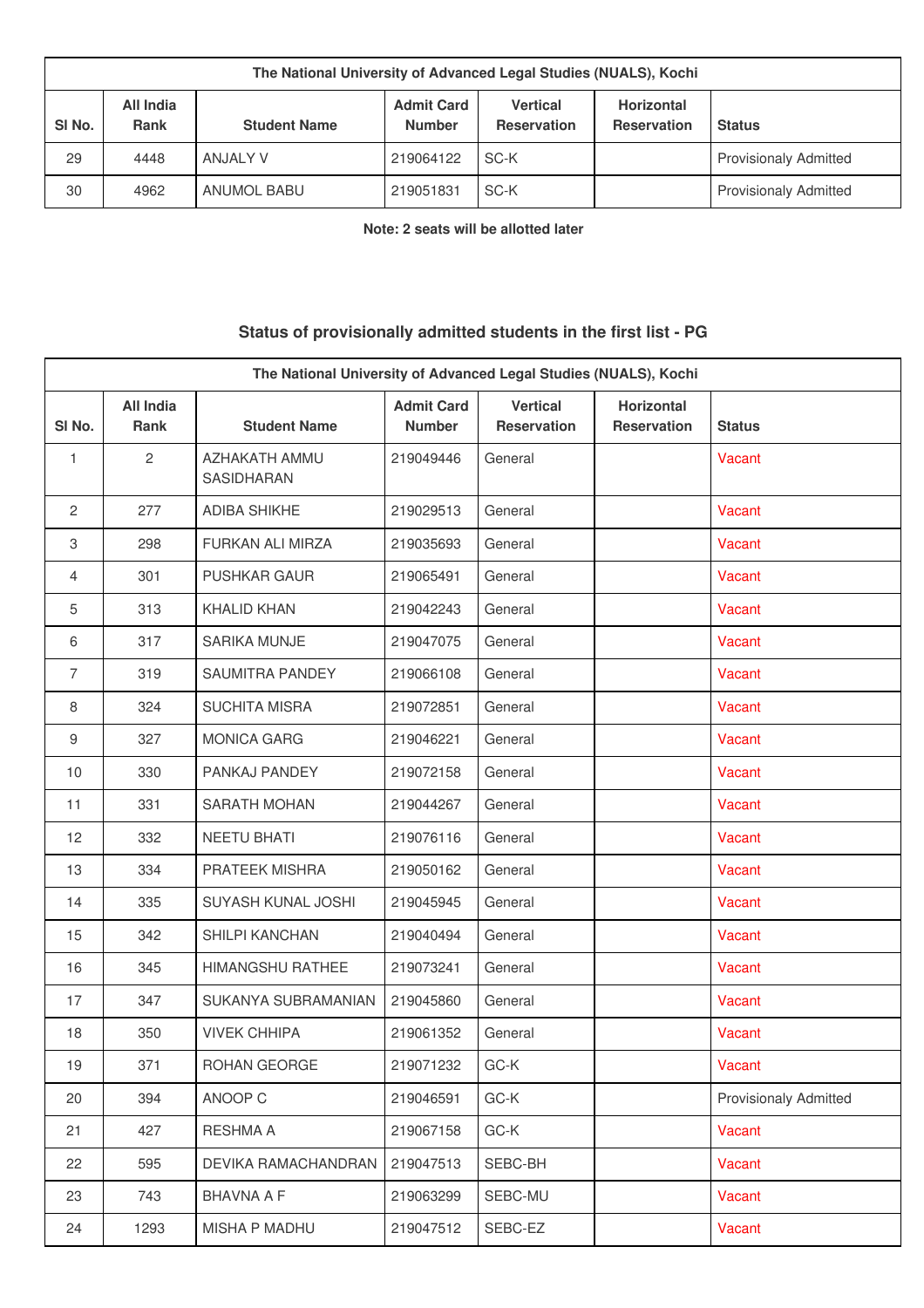| The National University of Advanced Legal Studies (NUALS), Kochi | | | | | | |
|---|---|---|---|---|---|---|
| Sl No. | All India Rank | Student Name | Admit Card Number | Vertical Reservation | Horizontal Reservation | Status |
| 29 | 4448 | ANJALY V | 219064122 | SC-K | | Provisionaly Admitted |
| 30 | 4962 | ANUMOL BABU | 219051831 | SC-K | | Provisionaly Admitted |

**Note: 2 seats will be allotted later**

## Status of provisionally admitted students in the first list - PG

| The National University of Advanced Legal Studies (NUALS), Kochi | | | | | | |
|---|---|---|---|---|---|---|
| Sl No. | All India Rank | Student Name | Admit Card Number | Vertical Reservation | Horizontal Reservation | Status |
| 1 | 2 | AZHAKATH AMMU SASIDHARAN | 219049446 | General | | Vacant |
| 2 | 277 | ADIBA SHIKHE | 219029513 | General | | Vacant |
| 3 | 298 | FURKAN ALI MIRZA | 219035693 | General | | Vacant |
| 4 | 301 | PUSHKAR GAUR | 219065491 | General | | Vacant |
| 5 | 313 | KHALID KHAN | 219042243 | General | | Vacant |
| 6 | 317 | SARIKA MUNJE | 219047075 | General | | Vacant |
| 7 | 319 | SAUMITRA PANDEY | 219066108 | General | | Vacant |
| 8 | 324 | SUCHITA MISRA | 219072851 | General | | Vacant |
| 9 | 327 | MONICA GARG | 219046221 | General | | Vacant |
| 10 | 330 | PANKAJ PANDEY | 219072158 | General | | Vacant |
| 11 | 331 | SARATH MOHAN | 219044267 | General | | Vacant |
| 12 | 332 | NEETU BHATI | 219076116 | General | | Vacant |
| 13 | 334 | PRATEEK MISHRA | 219050162 | General | | Vacant |
| 14 | 335 | SUYASH KUNAL JOSHI | 219045945 | General | | Vacant |
| 15 | 342 | SHILPI KANCHAN | 219040494 | General | | Vacant |
| 16 | 345 | HIMANGSHU RATHEE | 219073241 | General | | Vacant |
| 17 | 347 | SUKANYA SUBRAMANIAN | 219045860 | General | | Vacant |
| 18 | 350 | VIVEK CHHIPA | 219061352 | General | | Vacant |
| 19 | 371 | ROHAN GEORGE | 219071232 | GC-K | | Vacant |
| 20 | 394 | ANOOP C | 219046591 | GC-K | | Provisionaly Admitted |
| 21 | 427 | RESHMA A | 219067158 | GC-K | | Vacant |
| 22 | 595 | DEVIKA RAMACHANDRAN | 219047513 | SEBC-BH | | Vacant |
| 23 | 743 | BHAVNA A F | 219063299 | SEBC-MU | | Vacant |
| 24 | 1293 | MISHA P MADHU | 219047512 | SEBC-EZ | | Vacant |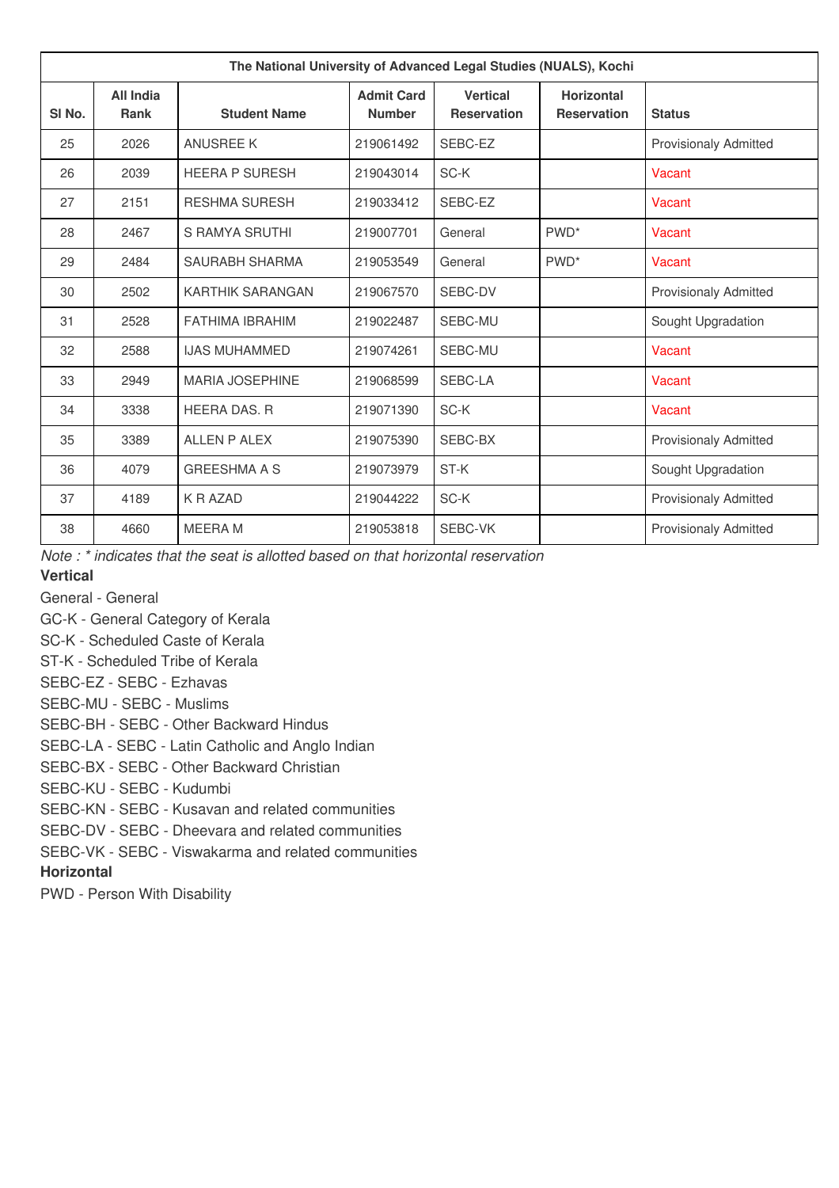| The National University of Advanced Legal Studies (NUALS), Kochi | | | | | | |
|---|---|---|---|---|---|---|
| Sl No. | All India Rank | Student Name | Admit Card Number | Vertical Reservation | Horizontal Reservation | Status |
| 25 | 2026 | ANUSREE K | 219061492 | SEBC-EZ | | Provisionaly Admitted |
| 26 | 2039 | HEERA P SURESH | 219043014 | SC-K | | Vacant |
| 27 | 2151 | RESHMA SURESH | 219033412 | SEBC-EZ | | Vacant |
| 28 | 2467 | S RAMYA SRUTHI | 219007701 | General | PWD* | Vacant |
| 29 | 2484 | SAURABH SHARMA | 219053549 | General | PWD* | Vacant |
| 30 | 2502 | KARTHIK SARANGAN | 219067570 | SEBC-DV | | Provisionaly Admitted |
| 31 | 2528 | FATHIMA IBRAHIM | 219022487 | SEBC-MU | | Sought Upgradation |
| 32 | 2588 | IJAS MUHAMMED | 219074261 | SEBC-MU | | Vacant |
| 33 | 2949 | MARIA JOSEPHINE | 219068599 | SEBC-LA | | Vacant |
| 34 | 3338 | HEERA DAS. R | 219071390 | SC-K | | Vacant |
| 35 | 3389 | ALLEN P ALEX | 219075390 | SEBC-BX | | Provisionaly Admitted |
| 36 | 4079 | GREESHMA A S | 219073979 | ST-K | | Sought Upgradation |
| 37 | 4189 | K R AZAD | 219044222 | SC-K | | Provisionaly Admitted |
| 38 | 4660 | MEERA M | 219053818 | SEBC-VK | | Provisionaly Admitted |

*Note : * indicates that the seat is allotted based on that horizontal reservation*

**Vertical**

General - General
GC-K - General Category of Kerala
SC-K - Scheduled Caste of Kerala
ST-K - Scheduled Tribe of Kerala
SEBC-EZ - SEBC - Ezhavas
SEBC-MU - SEBC - Muslims
SEBC-BH - SEBC - Other Backward Hindus
SEBC-LA - SEBC - Latin Catholic and Anglo Indian
SEBC-BX - SEBC - Other Backward Christian
SEBC-KU - SEBC - Kudumbi
SEBC-KN - SEBC - Kusavan and related communities
SEBC-DV - SEBC - Dheevara and related communities
SEBC-VK - SEBC - Viswakarma and related communities

**Horizontal**

PWD - Person With Disability